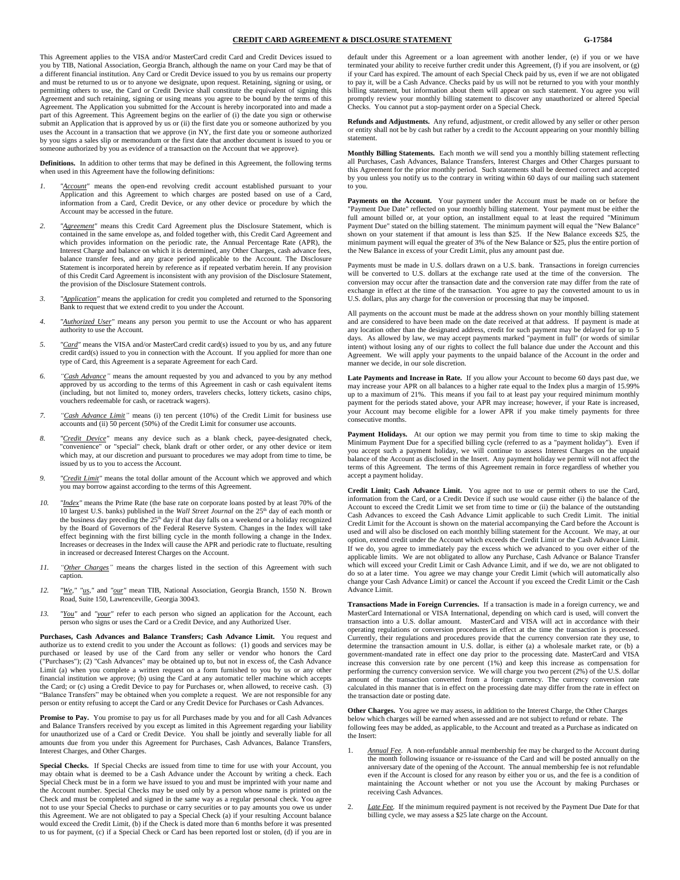# CREDIT CARD AGREEMENT & DISCLOSURE STATEMENT

G-17584

This Agreement applies to the VISA and/or MasterCard credit Card and Credit Devices issued to you by TIB, National Association, Georgia Branch, although the name on your Card may be that of a different financial institution. Any Card or Credit Device issued to you by us remains our property and must be returned to us or to anyone we designate, upon request. Retaining, signing or using, or permitting others to use, the Card or Credit Device shall constitute the equivalent of signing this Agreement and such retaining, signing or using means you agree to be bound by the terms of this Agreement. The Application you submitted for the Account is hereby incorporated into and made a part of this Agreement. This Agreement begins on the earlier of (i) the date you sign or otherwise submit an Application that is approved by us or (ii) the first date you or someone authorized by you uses the Account in a transaction that we approve (in NY, the first date you or someone authorized by you signs a sales slip or memorandum or the first date that another document is issued to you or someone authorized by you as evidence of a transaction on the Account that we approve).

**Definitions.** In addition to other terms that may be defined in this Agreement, the following terms when used in this Agreement have the following definitions:

1. *"Account"* means the open-end revolving credit account established pursuant to your Application and this Agreement to which charges are posted based on use of a Card, information from a Card, Credit Device, or any other device or procedure by which the Account may be accessed in the future.
2. *"Agreement"* means this Credit Card Agreement plus the Disclosure Statement, which is contained in the same envelope as, and folded together with, this Credit Card Agreement and which provides information on the periodic rate, the Annual Percentage Rate (APR), the Interest Charge and balance on which it is determined, any Other Charges, cash advance fees, balance transfer fees, and any grace period applicable to the Account. The Disclosure Statement is incorporated herein by reference as if repeated verbatim herein. If any provision of this Credit Card Agreement is inconsistent with any provision of the Disclosure Statement, the provision of the Disclosure Statement controls.
3. *"Application"* means the application for credit you completed and returned to the Sponsoring Bank to request that we extend credit to you under the Account.
4. *"Authorized User"* means any person you permit to use the Account or who has apparent authority to use the Account.
5. *"Card"* means the VISA and/or MasterCard credit card(s) issued to you by us, and any future credit card(s) issued to you in connection with the Account. If you applied for more than one type of Card, this Agreement is a separate Agreement for each Card.
6. *"Cash Advance"* means the amount requested by you and advanced to you by any method approved by us according to the terms of this Agreement in cash or cash equivalent items (including, but not limited to, money orders, travelers checks, lottery tickets, casino chips, vouchers redeemable for cash, or racetrack wagers).
7. *"Cash Advance Limit"* means (i) ten percent (10%) of the Credit Limit for business use accounts and (ii) 50 percent (50%) of the Credit Limit for consumer use accounts.
8. *"Credit Device"* means any device such as a blank check, payee-designated check, "convenience" or "special" check, blank draft or other order, or any other device or item which may, at our discretion and pursuant to procedures we may adopt from time to time, be issued by us to you to access the Account.
9. *"Credit Limit"* means the total dollar amount of the Account which we approved and which you may borrow against according to the terms of this Agreement.
10. *"Index"* means the Prime Rate (the base rate on corporate loans posted by at least 70% of the 10 largest U.S. banks) published in the *Wall Street Journal* on the 25th day of each month or the business day preceding the 25th day if that day falls on a weekend or a holiday recognized by the Board of Governors of the Federal Reserve System. Changes in the Index will take effect beginning with the first billing cycle in the month following a change in the Index. Increases or decreases in the Index will cause the APR and periodic rate to fluctuate, resulting in increased or decreased Interest Charges on the Account.
11. *"Other Charges"* means the charges listed in the section of this Agreement with such caption.
12. *"We," "us,"* and *"our"* mean TIB, National Association, Georgia Branch, 1550 N. Brown Road, Suite 150, Lawrenceville, Georgia 30043.
13. *"You"* and *"your"* refer to each person who signed an application for the Account, each person who signs or uses the Card or a Credit Device, and any Authorized User.

**Purchases, Cash Advances and Balance Transfers; Cash Advance Limit.** You request and authorize us to extend credit to you under the Account as follows: (1) goods and services may be purchased or leased by use of the Card from any seller or vendor who honors the Card ("Purchases"); (2) "Cash Advances" may be obtained up to, but not in excess of, the Cash Advance Limit (a) when you complete a written request on a form furnished to you by us or any other financial institution we approve; (b) using the Card at any automatic teller machine which accepts the Card; or (c) using a Credit Device to pay for Purchases or, when allowed, to receive cash. (3) "Balance Transfers" may be obtained when you complete a request. We are not responsible for any person or entity refusing to accept the Card or any Credit Device for Purchases or Cash Advances.

**Promise to Pay.** You promise to pay us for all Purchases made by you and for all Cash Advances and Balance Transfers received by you except as limited in this Agreement regarding your liability for unauthorized use of a Card or Credit Device. You shall be jointly and severally liable for all amounts due from you under this Agreement for Purchases, Cash Advances, Balance Transfers, Interest Charges, and Other Charges.

**Special Checks.** If Special Checks are issued from time to time for use with your Account, you may obtain what is deemed to be a Cash Advance under the Account by writing a check. Each Special Check must be in a form we have issued to you and must be imprinted with your name and the Account number. Special Checks may be used only by a person whose name is printed on the Check and must be completed and signed in the same way as a regular personal check. You agree not to use your Special Checks to purchase or carry securities or to pay amounts you owe us under this Agreement. We are not obligated to pay a Special Check (a) if your resulting Account balance would exceed the Credit Limit, (b) if the Check is dated more than 6 months before it was presented to us for payment, (c) if a Special Check or Card has been reported lost or stolen, (d) if you are in default under this Agreement or a loan agreement with another lender, (e) if you or we have terminated your ability to receive further credit under this Agreement, (f) if you are insolvent, or (g) if your Card has expired. The amount of each Special Check paid by us, even if we are not obligated to pay it, will be a Cash Advance. Checks paid by us will not be returned to you with your monthly billing statement, but information about them will appear on such statement. You agree you will promptly review your monthly billing statement to discover any unauthorized or altered Special Checks. You cannot put a stop-payment order on a Special Check.

**Refunds and Adjustments.** Any refund, adjustment, or credit allowed by any seller or other person or entity shall not be by cash but rather by a credit to the Account appearing on your monthly billing statement.

**Monthly Billing Statements.** Each month we will send you a monthly billing statement reflecting all Purchases, Cash Advances, Balance Transfers, Interest Charges and Other Charges pursuant to this Agreement for the prior monthly period. Such statements shall be deemed correct and accepted by you unless you notify us to the contrary in writing within 60 days of our mailing such statement to you.

**Payments on the Account.** Your payment under the Account must be made on or before the "Payment Due Date" reflected on your monthly billing statement. Your payment must be either the full amount billed or, at your option, an installment equal to at least the required "Minimum Payment Due" stated on the billing statement. The minimum payment will equal the "New Balance" shown on your statement if that amount is less than $25. If the New Balance exceeds $25, the minimum payment will equal the greater of 3% of the New Balance or $25, plus the entire portion of the New Balance in excess of your Credit Limit, plus any amount past due.

Payments must be made in U.S. dollars drawn on a U.S. bank. Transactions in foreign currencies will be converted to U.S. dollars at the exchange rate used at the time of the conversion. The conversion may occur after the transaction date and the conversion rate may differ from the rate of exchange in effect at the time of the transaction. You agree to pay the converted amount to us in U.S. dollars, plus any charge for the conversion or processing that may be imposed.

All payments on the account must be made at the address shown on your monthly billing statement and are considered to have been made on the date received at that address. If payment is made at any location other than the designated address, credit for such payment may be delayed for up to 5 days. As allowed by law, we may accept payments marked "payment in full" (or words of similar intent) without losing any of our rights to collect the full balance due under the Account and this Agreement. We will apply your payments to the unpaid balance of the Account in the order and manner we decide, in our sole discretion.

**Late Payments and Increase in Rate.** If you allow your Account to become 60 days past due, we may increase your APR on all balances to a higher rate equal to the Index plus a margin of 15.99% up to a maximum of 21%. This means if you fail to at least pay your required minimum monthly payment for the periods stated above, your APR may increase; however, if your Rate is increased, your Account may become eligible for a lower APR if you make timely payments for three consecutive months.

**Payment Holidays.** At our option we may permit you from time to time to skip making the Minimum Payment Due for a specified billing cycle (referred to as a "payment holiday"). Even if you accept such a payment holiday, we will continue to assess Interest Charges on the unpaid balance of the Account as disclosed in the Insert. Any payment holiday we permit will not affect the terms of this Agreement. The terms of this Agreement remain in force regardless of whether you accept a payment holiday.

**Credit Limit; Cash Advance Limit.** You agree not to use or permit others to use the Card, information from the Card, or a Credit Device if such use would cause either (i) the balance of the Account to exceed the Credit Limit we set from time to time or (ii) the balance of the outstanding Cash Advances to exceed the Cash Advance Limit applicable to such Credit Limit. The initial Credit Limit for the Account is shown on the material accompanying the Card before the Account is used and will also be disclosed on each monthly billing statement for the Account. We may, at our option, extend credit under the Account which exceeds the Credit Limit or the Cash Advance Limit. If we do, you agree to immediately pay the excess which we advanced to you over either of the applicable limits. We are not obligated to allow any Purchase, Cash Advance or Balance Transfer which will exceed your Credit Limit or Cash Advance Limit, and if we do, we are not obligated to do so at a later time. You agree we may change your Credit Limit (which will automatically also change your Cash Advance Limit) or cancel the Account if you exceed the Credit Limit or the Cash Advance Limit.

**Transactions Made in Foreign Currencies.** If a transaction is made in a foreign currency, we and MasterCard International or VISA International, depending on which card is used, will convert the transaction into a U.S. dollar amount. MasterCard and VISA will act in accordance with their operating regulations or conversion procedures in effect at the time the transaction is processed. Currently, their regulations and procedures provide that the currency conversion rate they use, to determine the transaction amount in U.S. dollar, is either (a) a wholesale market rate, or (b) a government-mandated rate in effect one day prior to the processing date. MasterCard and VISA increase this conversion rate by one percent (1%) and keep this increase as compensation for performing the currency conversion service. We will charge you two percent (2%) of the U.S. dollar amount of the transaction converted from a foreign currency. The currency conversion rate calculated in this manner that is in effect on the processing date may differ from the rate in effect on the transaction date or posting date.

**Other Charges.** You agree we may assess, in addition to the Interest Charge, the Other Charges below which charges will be earned when assessed and are not subject to refund or rebate. The following fees may be added, as applicable, to the Account and treated as a Purchase as indicated on the Insert:

1. *Annual Fee.* A non-refundable annual membership fee may be charged to the Account during the month following issuance or re-issuance of the Card and will be posted annually on the anniversary date of the opening of the Account. The annual membership fee is not refundable even if the Account is closed for any reason by either you or us, and the fee is a condition of maintaining the Account whether or not you use the Account by making Purchases or receiving Cash Advances.
2. *Late Fee.* If the minimum required payment is not received by the Payment Due Date for that billing cycle, we may assess a $25 late charge on the Account.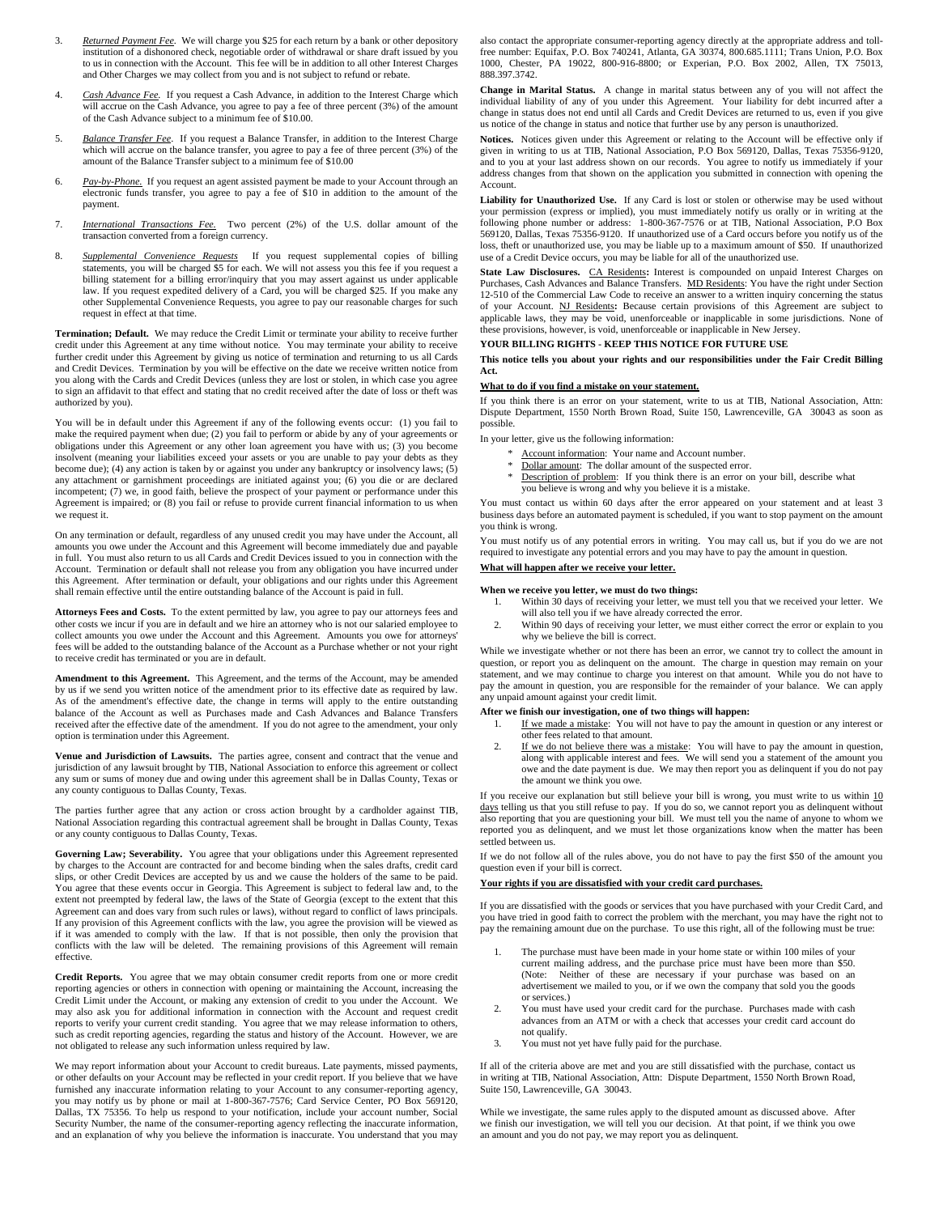3. *Returned Payment Fee*. We will charge you $25 for each return by a bank or other depository institution of a dishonored check, negotiable order of withdrawal or share draft issued by you to us in connection with the Account. This fee will be in addition to all other Interest Charges and Other Charges we may collect from you and is not subject to refund or rebate.

4. *Cash Advance Fee*. If you request a Cash Advance, in addition to the Interest Charge which will accrue on the Cash Advance, you agree to pay a fee of three percent (3%) of the amount of the Cash Advance subject to a minimum fee of $10.00.

5. *Balance Transfer Fee*. If you request a Balance Transfer, in addition to the Interest Charge which will accrue on the balance transfer, you agree to pay a fee of three percent (3%) of the amount of the Balance Transfer subject to a minimum fee of $10.00

6. *Pay-by-Phone.* If you request an agent assisted payment be made to your Account through an electronic funds transfer, you agree to pay a fee of $10 in addition to the amount of the payment.

7. *International Transactions Fee.* Two percent (2%) of the U.S. dollar amount of the transaction converted from a foreign currency.

8. *Supplemental Convenience Requests* If you request supplemental copies of billing statements, you will be charged $5 for each. We will not assess you this fee if you request a billing statement for a billing error/inquiry that you may assert against us under applicable law. If you request expedited delivery of a Card, you will be charged $25. If you make any other Supplemental Convenience Requests, you agree to pay our reasonable charges for such request in effect at that time.

**Termination; Default.** We may reduce the Credit Limit or terminate your ability to receive further credit under this Agreement at any time without notice. You may terminate your ability to receive further credit under this Agreement by giving us notice of termination and returning to us all Cards and Credit Devices. Termination by you will be effective on the date we receive written notice from you along with the Cards and Credit Devices (unless they are lost or stolen, in which case you agree to sign an affidavit to that effect and stating that no credit received after the date of loss or theft was authorized by you).

You will be in default under this Agreement if any of the following events occur: (1) you fail to make the required payment when due; (2) you fail to perform or abide by any of your agreements or obligations under this Agreement or any other loan agreement you have with us; (3) you become insolvent (meaning your liabilities exceed your assets or you are unable to pay your debts as they become due); (4) any action is taken by or against you under any bankruptcy or insolvency laws; (5) any attachment or garnishment proceedings are initiated against you; (6) you die or are declared incompetent; (7) we, in good faith, believe the prospect of your payment or performance under this Agreement is impaired; or (8) you fail or refuse to provide current financial information to us when we request it.

On any termination or default, regardless of any unused credit you may have under the Account, all amounts you owe under the Account and this Agreement will become immediately due and payable in full. You must also return to us all Cards and Credit Devices issued to you in connection with the Account. Termination or default shall not release you from any obligation you have incurred under this Agreement. After termination or default, your obligations and our rights under this Agreement shall remain effective until the entire outstanding balance of the Account is paid in full.

**Attorneys Fees and Costs.** To the extent permitted by law, you agree to pay our attorneys fees and other costs we incur if you are in default and we hire an attorney who is not our salaried employee to collect amounts you owe under the Account and this Agreement. Amounts you owe for attorneys' fees will be added to the outstanding balance of the Account as a Purchase whether or not your right to receive credit has terminated or you are in default.

**Amendment to this Agreement.** This Agreement, and the terms of the Account, may be amended by us if we send you written notice of the amendment prior to its effective date as required by law. As of the amendment's effective date, the change in terms will apply to the entire outstanding balance of the Account as well as Purchases made and Cash Advances and Balance Transfers received after the effective date of the amendment. If you do not agree to the amendment, your only option is termination under this Agreement.

**Venue and Jurisdiction of Lawsuits.** The parties agree, consent and contract that the venue and jurisdiction of any lawsuit brought by TIB, National Association to enforce this agreement or collect any sum or sums of money due and owing under this agreement shall be in Dallas County, Texas or any county contiguous to Dallas County, Texas.

The parties further agree that any action or cross action brought by a cardholder against TIB, National Association regarding this contractual agreement shall be brought in Dallas County, Texas or any county contiguous to Dallas County, Texas.

**Governing Law; Severability.** You agree that your obligations under this Agreement represented by charges to the Account are contracted for and become binding when the sales drafts, credit card slips, or other Credit Devices are accepted by us and we cause the holders of the same to be paid. You agree that these events occur in Georgia. This Agreement is subject to federal law and, to the extent not preempted by federal law, the laws of the State of Georgia (except to the extent that this Agreement can and does vary from such rules or laws), without regard to conflict of laws principals. If any provision of this Agreement conflicts with the law, you agree the provision will be viewed as if it was amended to comply with the law. If that is not possible, then only the provision that conflicts with the law will be deleted. The remaining provisions of this Agreement will remain effective.

**Credit Reports.** You agree that we may obtain consumer credit reports from one or more credit reporting agencies or others in connection with opening or maintaining the Account, increasing the Credit Limit under the Account, or making any extension of credit to you under the Account. We may also ask you for additional information in connection with the Account and request credit reports to verify your current credit standing. You agree that we may release information to others, such as credit reporting agencies, regarding the status and history of the Account. However, we are not obligated to release any such information unless required by law.

We may report information about your Account to credit bureaus. Late payments, missed payments, or other defaults on your Account may be reflected in your credit report. If you believe that we have furnished any inaccurate information relating to your Account to any consumer-reporting agency, you may notify us by phone or mail at 1-800-367-7576; Card Service Center, PO Box 569120, Dallas, TX 75356. To help us respond to your notification, include your account number, Social Security Number, the name of the consumer-reporting agency reflecting the inaccurate information, and an explanation of why you believe the information is inaccurate. You understand that you may also contact the appropriate consumer-reporting agency directly at the appropriate address and toll-free number: Equifax, P.O. Box 740241, Atlanta, GA 30374, 800.685.1111; Trans Union, P.O. Box 1000, Chester, PA 19022, 800-916-8800; or Experian, P.O. Box 2002, Allen, TX 75013, 888.397.3742.

**Change in Marital Status.** A change in marital status between any of you will not affect the individual liability of any of you under this Agreement. Your liability for debt incurred after a change in status does not end until all Cards and Credit Devices are returned to us, even if you give us notice of the change in status and notice that further use by any person is unauthorized.

**Notices.** Notices given under this Agreement or relating to the Account will be effective only if given in writing to us at TIB, National Association, P.O Box 569120, Dallas, Texas 75356-9120, and to you at your last address shown on our records. You agree to notify us immediately if your address changes from that shown on the application you submitted in connection with opening the Account.

**Liability for Unauthorized Use.** If any Card is lost or stolen or otherwise may be used without your permission (express or implied), you must immediately notify us orally or in writing at the following phone number or address: 1-800-367-7576 or at TIB, National Association, P.O Box 569120, Dallas, Texas 75356-9120. If unauthorized use of a Card occurs before you notify us of the loss, theft or unauthorized use, you may be liable up to a maximum amount of $50. If unauthorized use of a Credit Device occurs, you may be liable for all of the unauthorized use.

**State Law Disclosures.** CA Residents**:** Interest is compounded on unpaid Interest Charges on Purchases, Cash Advances and Balance Transfers. MD Residents: You have the right under Section 12-510 of the Commercial Law Code to receive an answer to a written inquiry concerning the status of your Account. NJ Residents**:** Because certain provisions of this Agreement are subject to applicable laws, they may be void, unenforceable or inapplicable in some jurisdictions. None of these provisions, however, is void, unenforceable or inapplicable in New Jersey.

**YOUR BILLING RIGHTS - KEEP THIS NOTICE FOR FUTURE USE**

**This notice tells you about your rights and our responsibilities under the Fair Credit Billing Act.**

**What to do if you find a mistake on your statement.**

If you think there is an error on your statement, write to us at TIB, National Association, Attn: Dispute Department, 1550 North Brown Road, Suite 150, Lawrenceville, GA 30043 as soon as possible.

In your letter, give us the following information:

* Account information: Your name and Account number.
* Dollar amount: The dollar amount of the suspected error.
* Description of problem: If you think there is an error on your bill, describe what you believe is wrong and why you believe it is a mistake.

You must contact us within 60 days after the error appeared on your statement and at least 3 business days before an automated payment is scheduled, if you want to stop payment on the amount you think is wrong.

You must notify us of any potential errors in writing. You may call us, but if you do we are not required to investigate any potential errors and you may have to pay the amount in question.

**What will happen after we receive your letter.**

**When we receive you letter, we must do two things:**

1. Within 30 days of receiving your letter, we must tell you that we received your letter. We will also tell you if we have already corrected the error.
2. Within 90 days of receiving your letter, we must either correct the error or explain to you why we believe the bill is correct.

While we investigate whether or not there has been an error, we cannot try to collect the amount in question, or report you as delinquent on the amount. The charge in question may remain on your statement, and we may continue to charge you interest on that amount. While you do not have to pay the amount in question, you are responsible for the remainder of your balance. We can apply any unpaid amount against your credit limit.

**After we finish our investigation, one of two things will happen:**

1. If we made a mistake: You will not have to pay the amount in question or any interest or other fees related to that amount.
2. If we do not believe there was a mistake: You will have to pay the amount in question, along with applicable interest and fees. We will send you a statement of the amount you owe and the date payment is due. We may then report you as delinquent if you do not pay the amount we think you owe.

If you receive our explanation but still believe your bill is wrong, you must write to us within 10 days telling us that you still refuse to pay. If you do so, we cannot report you as delinquent without also reporting that you are questioning your bill. We must tell you the name of anyone to whom we reported you as delinquent, and we must let those organizations know when the matter has been settled between us.

If we do not follow all of the rules above, you do not have to pay the first $50 of the amount you question even if your bill is correct.

**Your rights if you are dissatisfied with your credit card purchases.**

If you are dissatisfied with the goods or services that you have purchased with your Credit Card, and you have tried in good faith to correct the problem with the merchant, you may have the right not to pay the remaining amount due on the purchase. To use this right, all of the following must be true:

1. The purchase must have been made in your home state or within 100 miles of your current mailing address, and the purchase price must have been more than $50. (Note: Neither of these are necessary if your purchase was based on an advertisement we mailed to you, or if we own the company that sold you the goods or services.)
2. You must have used your credit card for the purchase. Purchases made with cash advances from an ATM or with a check that accesses your credit card account do not qualify.
3. You must not yet have fully paid for the purchase.

If all of the criteria above are met and you are still dissatisfied with the purchase, contact us in writing at TIB, National Association, Attn: Dispute Department, 1550 North Brown Road, Suite 150, Lawrenceville, GA 30043.

While we investigate, the same rules apply to the disputed amount as discussed above. After we finish our investigation, we will tell you our decision. At that point, if we think you owe an amount and you do not pay, we may report you as delinquent.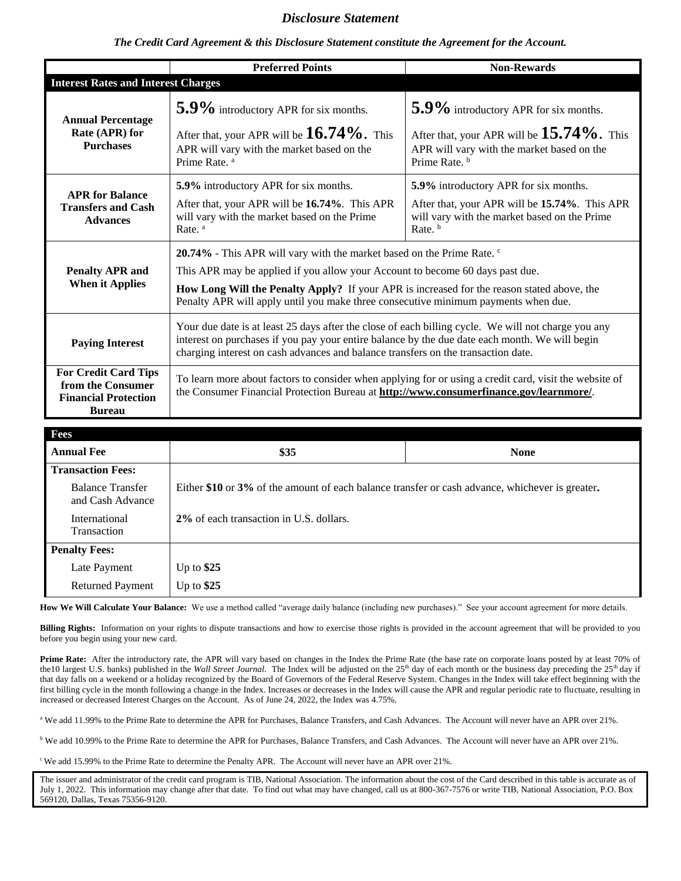# *Disclosure Statement*

***The Credit Card Agreement & this Disclosure Statement constitute the Agreement for the Account.***

| | Preferred Points | Non-Rewards |
|---|---|---|
| **Interest Rates and Interest Charges** | | |
| **Annual Percentage Rate (APR) for Purchases** | **5.9%** introductory APR for six months. After that, your APR will be **16.74%**. This APR will vary with the market based on the Prime Rate. [a] | **5.9%** introductory APR for six months. After that, your APR will be **15.74%**. This APR will vary with the market based on the Prime Rate. [b] |
| **APR for Balance Transfers and Cash Advances** | **5.9%** introductory APR for six months. After that, your APR will be **16.74%**. This APR will vary with the market based on the Prime Rate. [a] | **5.9%** introductory APR for six months. After that, your APR will be **15.74%**. This APR will vary with the market based on the Prime Rate. [b] |
| **Penalty APR and When it Applies** | **20.74%** - This APR will vary with the market based on the Prime Rate. [c] This APR may be applied if you allow your Account to become 60 days past due. **How Long Will the Penalty Apply?** If your APR is increased for the reason stated above, the Penalty APR will apply until you make three consecutive minimum payments when due. | |
| **Paying Interest** | Your due date is at least 25 days after the close of each billing cycle. We will not charge you any interest on purchases if you pay your entire balance by the due date each month. We will begin charging interest on cash advances and balance transfers on the transaction date. | |
| **For Credit Card Tips from the Consumer Financial Protection Bureau** | To learn more about factors to consider when applying for or using a credit card, visit the website of the Consumer Financial Protection Bureau at **http://www.consumerfinance.gov/learnmore/**. | |

| **Fees** | | |
|---|---|---|
| **Annual Fee** | **$35** | **None** |
| **Transaction Fees:** | | |
| Balance Transfer and Cash Advance | Either **$10** or **3%** of the amount of each balance transfer or cash advance, whichever is greater**.** | |
| International Transaction | **2%** of each transaction in U.S. dollars. | |
| **Penalty Fees:** | | |
| Late Payment | Up to **$25** | |
| Returned Payment | Up to **$25** | |

**How We Will Calculate Your Balance:** We use a method called "average daily balance (including new purchases)." See your account agreement for more details.

**Billing Rights:** Information on your rights to dispute transactions and how to exercise those rights is provided in the account agreement that will be provided to you before you begin using your new card.

**Prime Rate:** After the introductory rate, the APR will vary based on changes in the Index the Prime Rate (the base rate on corporate loans posted by at least 70% of the10 largest U.S. banks) published in the *Wall Street Journal*. The Index will be adjusted on the 25th day of each month or the business day preceding the 25th day if that day falls on a weekend or a holiday recognized by the Board of Governors of the Federal Reserve System. Changes in the Index will take effect beginning with the first billing cycle in the month following a change in the Index. Increases or decreases in the Index will cause the APR and regular periodic rate to fluctuate, resulting in increased or decreased Interest Charges on the Account. As of June 24, 2022, the Index was 4.75%.

[a] We add 11.99% to the Prime Rate to determine the APR for Purchases, Balance Transfers, and Cash Advances. The Account will never have an APR over 21%.

[b] We add 10.99% to the Prime Rate to determine the APR for Purchases, Balance Transfers, and Cash Advances. The Account will never have an APR over 21%.

[c] We add 15.99% to the Prime Rate to determine the Penalty APR. The Account will never have an APR over 21%.

The issuer and administrator of the credit card program is TIB, National Association. The information about the cost of the Card described in this table is accurate as of July 1, 2022. This information may change after that date. To find out what may have changed, call us at 800-367-7576 or write TIB, National Association, P.O. Box 569120, Dallas, Texas 75356-9120.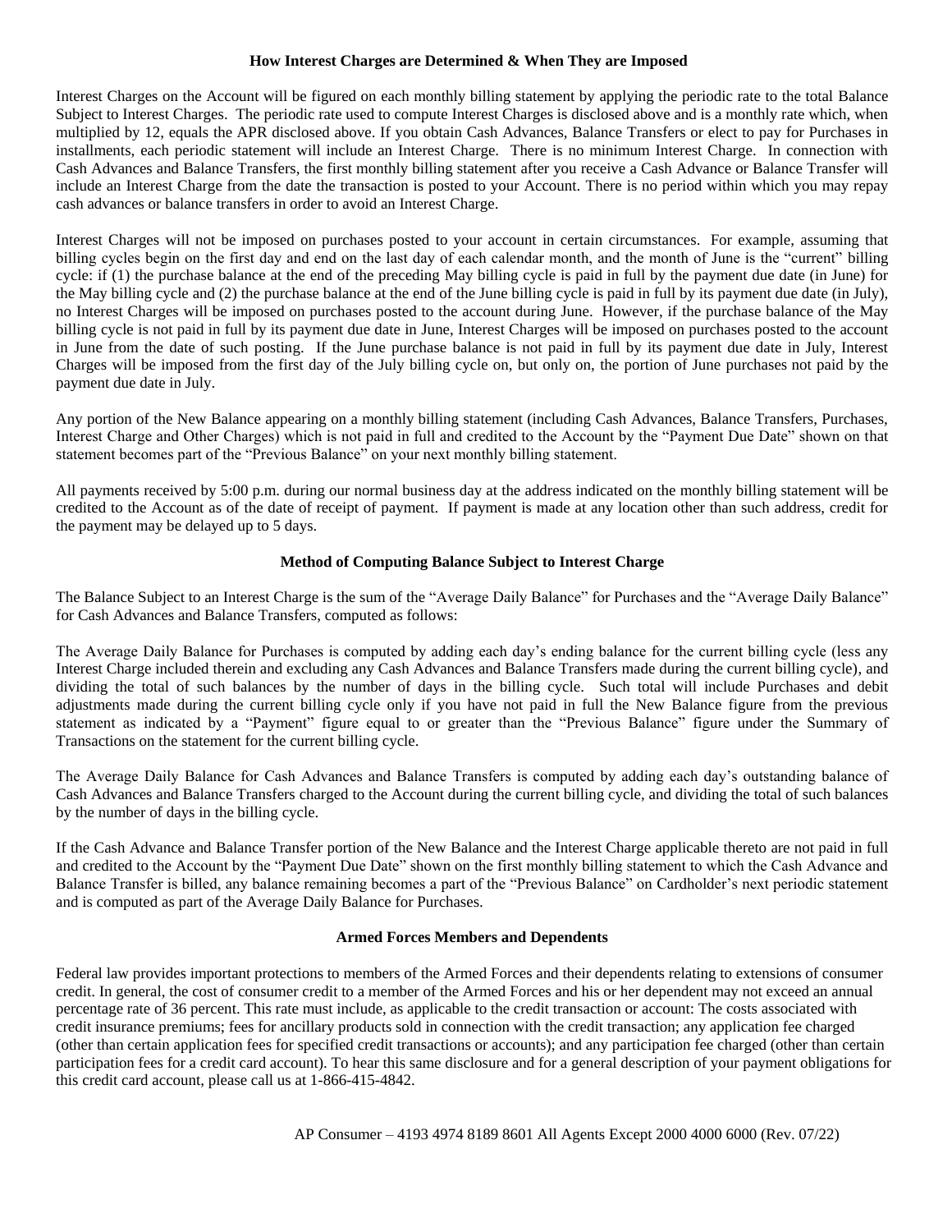### How Interest Charges are Determined & When They are Imposed

Interest Charges on the Account will be figured on each monthly billing statement by applying the periodic rate to the total Balance Subject to Interest Charges. The periodic rate used to compute Interest Charges is disclosed above and is a monthly rate which, when multiplied by 12, equals the APR disclosed above. If you obtain Cash Advances, Balance Transfers or elect to pay for Purchases in installments, each periodic statement will include an Interest Charge. There is no minimum Interest Charge. In connection with Cash Advances and Balance Transfers, the first monthly billing statement after you receive a Cash Advance or Balance Transfer will include an Interest Charge from the date the transaction is posted to your Account. There is no period within which you may repay cash advances or balance transfers in order to avoid an Interest Charge.

Interest Charges will not be imposed on purchases posted to your account in certain circumstances. For example, assuming that billing cycles begin on the first day and end on the last day of each calendar month, and the month of June is the "current" billing cycle: if (1) the purchase balance at the end of the preceding May billing cycle is paid in full by the payment due date (in June) for the May billing cycle and (2) the purchase balance at the end of the June billing cycle is paid in full by its payment due date (in July), no Interest Charges will be imposed on purchases posted to the account during June. However, if the purchase balance of the May billing cycle is not paid in full by its payment due date in June, Interest Charges will be imposed on purchases posted to the account in June from the date of such posting. If the June purchase balance is not paid in full by its payment due date in July, Interest Charges will be imposed from the first day of the July billing cycle on, but only on, the portion of June purchases not paid by the payment due date in July.

Any portion of the New Balance appearing on a monthly billing statement (including Cash Advances, Balance Transfers, Purchases, Interest Charge and Other Charges) which is not paid in full and credited to the Account by the "Payment Due Date" shown on that statement becomes part of the "Previous Balance" on your next monthly billing statement.

All payments received by 5:00 p.m. during our normal business day at the address indicated on the monthly billing statement will be credited to the Account as of the date of receipt of payment. If payment is made at any location other than such address, credit for the payment may be delayed up to 5 days.

### Method of Computing Balance Subject to Interest Charge

The Balance Subject to an Interest Charge is the sum of the "Average Daily Balance" for Purchases and the "Average Daily Balance" for Cash Advances and Balance Transfers, computed as follows:

The Average Daily Balance for Purchases is computed by adding each day's ending balance for the current billing cycle (less any Interest Charge included therein and excluding any Cash Advances and Balance Transfers made during the current billing cycle), and dividing the total of such balances by the number of days in the billing cycle. Such total will include Purchases and debit adjustments made during the current billing cycle only if you have not paid in full the New Balance figure from the previous statement as indicated by a "Payment" figure equal to or greater than the "Previous Balance" figure under the Summary of Transactions on the statement for the current billing cycle.

The Average Daily Balance for Cash Advances and Balance Transfers is computed by adding each day's outstanding balance of Cash Advances and Balance Transfers charged to the Account during the current billing cycle, and dividing the total of such balances by the number of days in the billing cycle.

If the Cash Advance and Balance Transfer portion of the New Balance and the Interest Charge applicable thereto are not paid in full and credited to the Account by the "Payment Due Date" shown on the first monthly billing statement to which the Cash Advance and Balance Transfer is billed, any balance remaining becomes a part of the "Previous Balance" on Cardholder's next periodic statement and is computed as part of the Average Daily Balance for Purchases.

### Armed Forces Members and Dependents

Federal law provides important protections to members of the Armed Forces and their dependents relating to extensions of consumer credit. In general, the cost of consumer credit to a member of the Armed Forces and his or her dependent may not exceed an annual percentage rate of 36 percent. This rate must include, as applicable to the credit transaction or account: The costs associated with credit insurance premiums; fees for ancillary products sold in connection with the credit transaction; any application fee charged (other than certain application fees for specified credit transactions or accounts); and any participation fee charged (other than certain participation fees for a credit card account). To hear this same disclosure and for a general description of your payment obligations for this credit card account, please call us at 1-866-415-4842.

AP Consumer – 4193 4974 8189 8601 All Agents Except 2000 4000 6000 (Rev. 07/22)